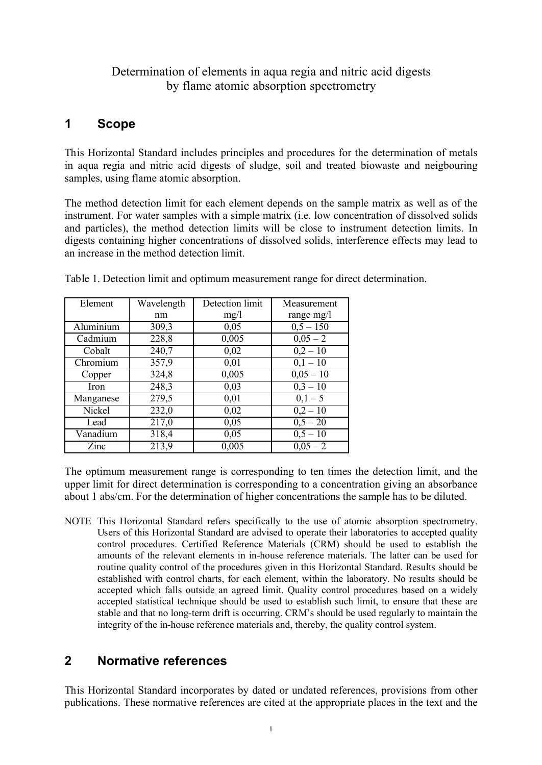# Determination of elements in aqua regia and nitric acid digests by flame atomic absorption spectrometry

## 1 Scope

This Horizontal Standard includes principles and procedures for the determination of metals in aqua regia and nitric acid digests of sludge, soil and treated biowaste and neigbouring samples, using flame atomic absorption.

The method detection limit for each element depends on the sample matrix as well as of the instrument. For water samples with a simple matrix (i.e. low concentration of dissolved solids and particles), the method detection limits will be close to instrument detection limits. In digests containing higher concentrations of dissolved solids, interference effects may lead to an increase in the method detection limit.

Table 1. Detection limit and optimum measurement range for direct determination.

| Element | Wavelength nm | Detection limit mg/l | Measurement range mg/l |
|---|---|---|---|
| Aluminium | 309,3 | 0,05 | 0,5 – 150 |
| Cadmium | 228,8 | 0,005 | 0,05 – 2 |
| Cobalt | 240,7 | 0,02 | 0,2 – 10 |
| Chromium | 357,9 | 0,01 | 0,1 – 10 |
| Copper | 324,8 | 0,005 | 0,05 – 10 |
| Iron | 248,3 | 0,03 | 0,3 – 10 |
| Manganese | 279,5 | 0,01 | 0,1 – 5 |
| Nickel | 232,0 | 0,02 | 0,2 – 10 |
| Lead | 217,0 | 0,05 | 0,5 – 20 |
| Vanadium | 318,4 | 0,05 | 0,5 – 10 |
| Zinc | 213,9 | 0,005 | 0,05 – 2 |

The optimum measurement range is corresponding to ten times the detection limit, and the upper limit for direct determination is corresponding to a concentration giving an absorbance about 1 abs/cm. For the determination of higher concentrations the sample has to be diluted.

NOTE This Horizontal Standard refers specifically to the use of atomic absorption spectrometry. Users of this Horizontal Standard are advised to operate their laboratories to accepted quality control procedures. Certified Reference Materials (CRM) should be used to establish the amounts of the relevant elements in in-house reference materials. The latter can be used for routine quality control of the procedures given in this Horizontal Standard. Results should be established with control charts, for each element, within the laboratory. No results should be accepted which falls outside an agreed limit. Quality control procedures based on a widely accepted statistical technique should be used to establish such limit, to ensure that these are stable and that no long-term drift is occurring. CRM's should be used regularly to maintain the integrity of the in-house reference materials and, thereby, the quality control system.

## 2 Normative references

This Horizontal Standard incorporates by dated or undated references, provisions from other publications. These normative references are cited at the appropriate places in the text and the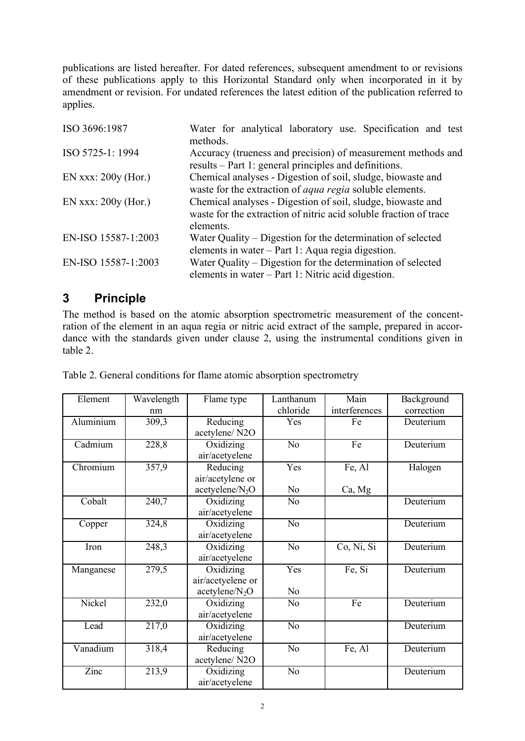publications are listed hereafter. For dated references, subsequent amendment to or revisions of these publications apply to this Horizontal Standard only when incorporated in it by amendment or revision. For undated references the latest edition of the publication referred to applies.

| | |
|---|---|
| ISO 3696:1987 | Water for analytical laboratory use. Specification and test methods. |
| ISO 5725-1: 1994 | Accuracy (trueness and precision) of measurement methods and results – Part 1: general principles and definitions. |
| EN xxx: 200y (Hor.) | Chemical analyses - Digestion of soil, sludge, biowaste and waste for the extraction of *aqua regia* soluble elements. |
| EN xxx: 200y (Hor.) | Chemical analyses - Digestion of soil, sludge, biowaste and waste for the extraction of nitric acid soluble fraction of trace elements. |
| EN-ISO 15587-1:2003 | Water Quality – Digestion for the determination of selected elements in water – Part 1: Aqua regia digestion. |
| EN-ISO 15587-1:2003 | Water Quality – Digestion for the determination of selected elements in water – Part 1: Nitric acid digestion. |

## 3 Principle

The method is based on the atomic absorption spectrometric measurement of the concentration of the element in an aqua regia or nitric acid extract of the sample, prepared in accordance with the standards given under clause 2, using the instrumental conditions given in table 2.

Table 2. General conditions for flame atomic absorption spectrometry

| Element | Wavelength nm | Flame type | Lanthanum chloride | Main interferences | Background correction |
|---|---|---|---|---|---|
| Aluminium | 309,3 | Reducing acetylene/ N2O | Yes | Fe | Deuterium |
| Cadmium | 228,8 | Oxidizing air/acetyelene | No | Fe | Deuterium |
| Chromium | 357,9 | Reducing air/acetylene or acetyelene/$N_2O$ | Yes<br>No | Fe, Al<br>Ca, Mg | Halogen |
| Cobalt | 240,7 | Oxidizing air/acetyelene | No | | Deuterium |
| Copper | 324,8 | Oxidizing air/acetyelene | No | | Deuterium |
| Iron | 248,3 | Oxidizing air/acetyelene | No | Co, Ni, Si | Deuterium |
| Manganese | 279,5 | Oxidizing air/acetyelene or acetylene/$N_2O$ | Yes<br>No | Fe, Si | Deuterium |
| Nickel | 232,0 | Oxidizing air/acetyelene | No | Fe | Deuterium |
| Lead | 217,0 | Oxidizing air/acetyelene | No | | Deuterium |
| Vanadium | 318,4 | Reducing acetylene/ N2O | No | Fe, Al | Deuterium |
| Zinc | 213,9 | Oxidizing air/acetyelene | No | | Deuterium |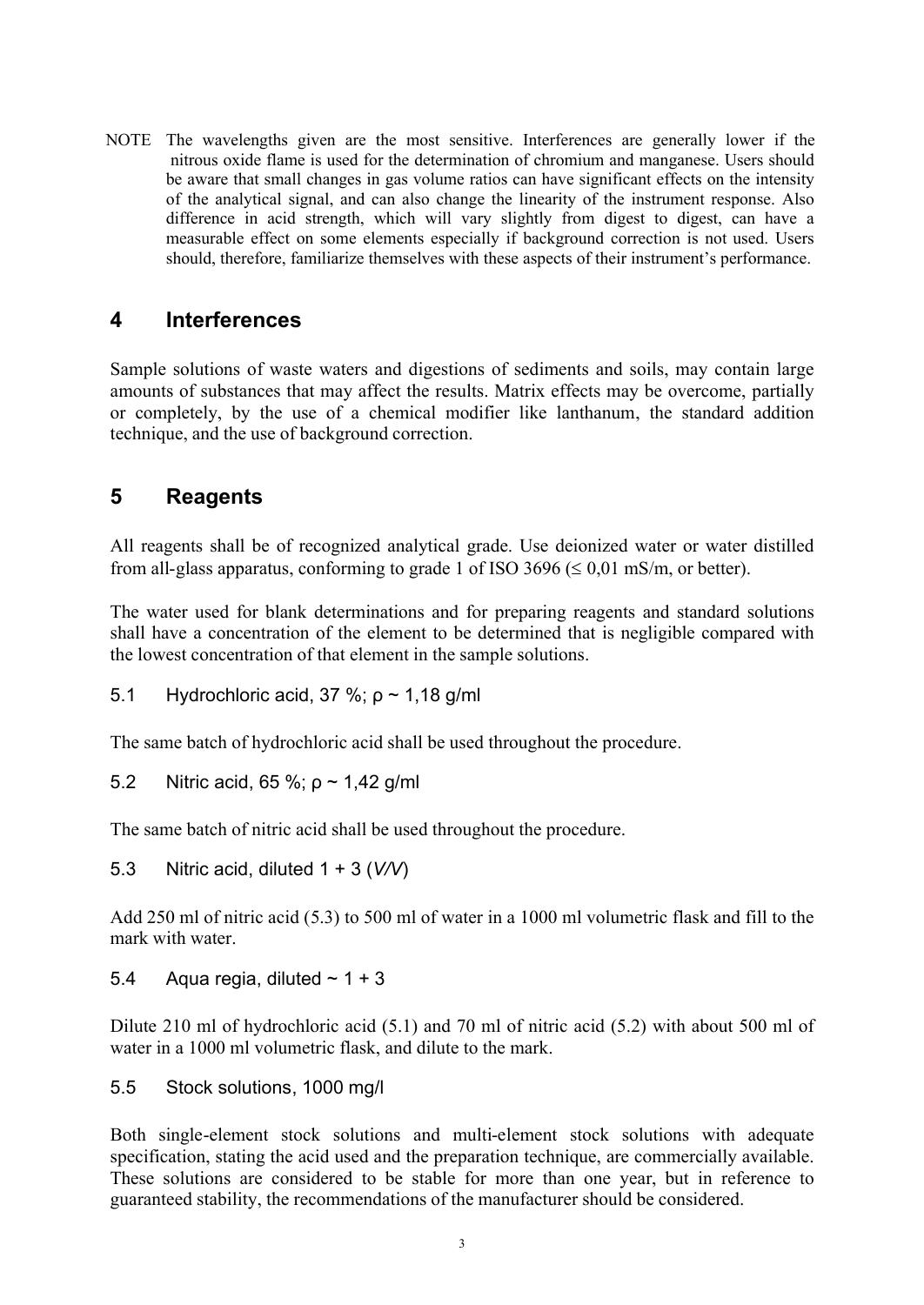NOTE The wavelengths given are the most sensitive. Interferences are generally lower if the nitrous oxide flame is used for the determination of chromium and manganese. Users should be aware that small changes in gas volume ratios can have significant effects on the intensity of the analytical signal, and can also change the linearity of the instrument response. Also difference in acid strength, which will vary slightly from digest to digest, can have a measurable effect on some elements especially if background correction is not used. Users should, therefore, familiarize themselves with these aspects of their instrument's performance.

## 4 Interferences

Sample solutions of waste waters and digestions of sediments and soils, may contain large amounts of substances that may affect the results. Matrix effects may be overcome, partially or completely, by the use of a chemical modifier like lanthanum, the standard addition technique, and the use of background correction.

## 5 Reagents

All reagents shall be of recognized analytical grade. Use deionized water or water distilled from all-glass apparatus, conforming to grade 1 of ISO 3696 ($\leq$ 0,01 mS/m, or better).

The water used for blank determinations and for preparing reagents and standard solutions shall have a concentration of the element to be determined that is negligible compared with the lowest concentration of that element in the sample solutions.

### 5.1 Hydrochloric acid, 37 %; $\rho \sim$ 1,18 g/ml

The same batch of hydrochloric acid shall be used throughout the procedure.

### 5.2 Nitric acid, 65 %; $\rho \sim$ 1,42 g/ml

The same batch of nitric acid shall be used throughout the procedure.

### 5.3 Nitric acid, diluted 1 + 3 (*V/V*)

Add 250 ml of nitric acid (5.3) to 500 ml of water in a 1000 ml volumetric flask and fill to the mark with water.

### 5.4 Aqua regia, diluted ~ 1 + 3

Dilute 210 ml of hydrochloric acid (5.1) and 70 ml of nitric acid (5.2) with about 500 ml of water in a 1000 ml volumetric flask, and dilute to the mark.

### 5.5 Stock solutions, 1000 mg/l

Both single-element stock solutions and multi-element stock solutions with adequate specification, stating the acid used and the preparation technique, are commercially available. These solutions are considered to be stable for more than one year, but in reference to guaranteed stability, the recommendations of the manufacturer should be considered.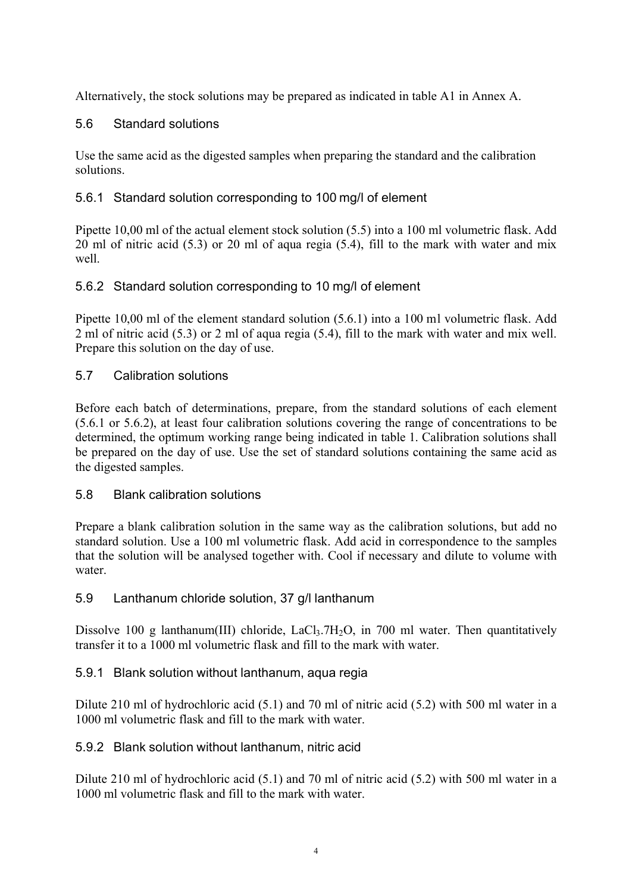Alternatively, the stock solutions may be prepared as indicated in table A1 in Annex A.

## 5.6 Standard solutions

Use the same acid as the digested samples when preparing the standard and the calibration solutions.

### 5.6.1 Standard solution corresponding to 100 mg/l of element

Pipette 10,00 ml of the actual element stock solution (5.5) into a 100 ml volumetric flask. Add 20 ml of nitric acid (5.3) or 20 ml of aqua regia (5.4), fill to the mark with water and mix well.

### 5.6.2 Standard solution corresponding to 10 mg/l of element

Pipette 10,00 ml of the element standard solution (5.6.1) into a 100 ml volumetric flask. Add 2 ml of nitric acid (5.3) or 2 ml of aqua regia (5.4), fill to the mark with water and mix well. Prepare this solution on the day of use.

## 5.7 Calibration solutions

Before each batch of determinations, prepare, from the standard solutions of each element (5.6.1 or 5.6.2), at least four calibration solutions covering the range of concentrations to be determined, the optimum working range being indicated in table 1. Calibration solutions shall be prepared on the day of use. Use the set of standard solutions containing the same acid as the digested samples.

## 5.8 Blank calibration solutions

Prepare a blank calibration solution in the same way as the calibration solutions, but add no standard solution. Use a 100 ml volumetric flask. Add acid in correspondence to the samples that the solution will be analysed together with. Cool if necessary and dilute to volume with water.

## 5.9 Lanthanum chloride solution, 37 g/l lanthanum

Dissolve 100 g lanthanum(III) chloride, $LaCl_3.7H_2O$, in 700 ml water. Then quantitatively transfer it to a 1000 ml volumetric flask and fill to the mark with water.

### 5.9.1 Blank solution without lanthanum, aqua regia

Dilute 210 ml of hydrochloric acid (5.1) and 70 ml of nitric acid (5.2) with 500 ml water in a 1000 ml volumetric flask and fill to the mark with water.

### 5.9.2 Blank solution without lanthanum, nitric acid

Dilute 210 ml of hydrochloric acid (5.1) and 70 ml of nitric acid (5.2) with 500 ml water in a 1000 ml volumetric flask and fill to the mark with water.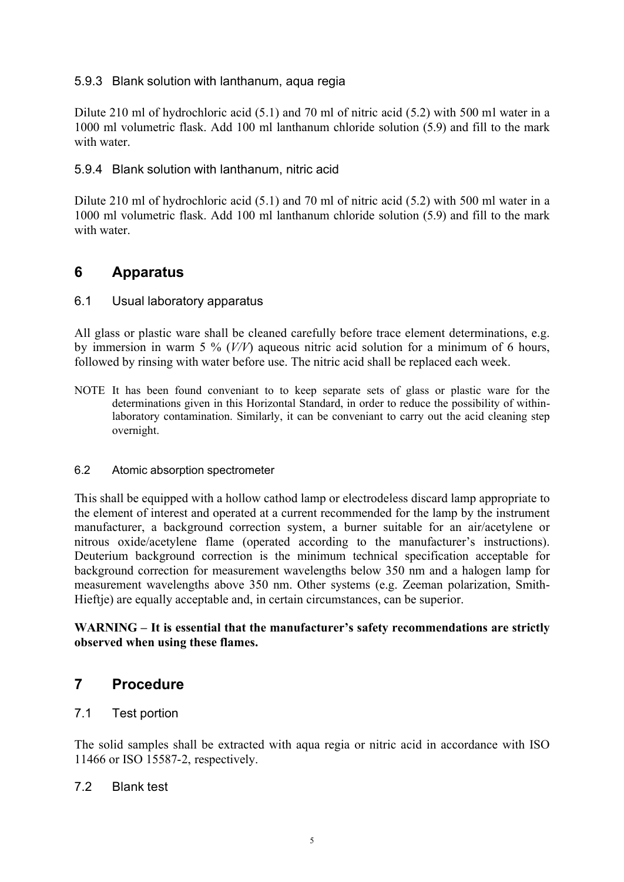#### 5.9.3 Blank solution with lanthanum, aqua regia

Dilute 210 ml of hydrochloric acid (5.1) and 70 ml of nitric acid (5.2) with 500 ml water in a 1000 ml volumetric flask. Add 100 ml lanthanum chloride solution (5.9) and fill to the mark with water.

#### 5.9.4 Blank solution with lanthanum, nitric acid

Dilute 210 ml of hydrochloric acid (5.1) and 70 ml of nitric acid (5.2) with 500 ml water in a 1000 ml volumetric flask. Add 100 ml lanthanum chloride solution (5.9) and fill to the mark with water.

## 6 Apparatus

### 6.1 Usual laboratory apparatus

All glass or plastic ware shall be cleaned carefully before trace element determinations, e.g. by immersion in warm 5 % (*V/V*) aqueous nitric acid solution for a minimum of 6 hours, followed by rinsing with water before use. The nitric acid shall be replaced each week.

NOTE It has been found conveniant to to keep separate sets of glass or plastic ware for the determinations given in this Horizontal Standard, in order to reduce the possibility of within-laboratory contamination. Similarly, it can be conveniant to carry out the acid cleaning step overnight.

### 6.2 Atomic absorption spectrometer

This shall be equipped with a hollow cathod lamp or electrodeless discard lamp appropriate to the element of interest and operated at a current recommended for the lamp by the instrument manufacturer, a background correction system, a burner suitable for an air/acetylene or nitrous oxide/acetylene flame (operated according to the manufacturer's instructions). Deuterium background correction is the minimum technical specification acceptable for background correction for measurement wavelengths below 350 nm and a halogen lamp for measurement wavelengths above 350 nm. Other systems (e.g. Zeeman polarization, Smith-Hieftje) are equally acceptable and, in certain circumstances, can be superior.

**WARNING – It is essential that the manufacturer's safety recommendations are strictly observed when using these flames.**

## 7 Procedure

### 7.1 Test portion

The solid samples shall be extracted with aqua regia or nitric acid in accordance with ISO 11466 or ISO 15587-2, respectively.

### 7.2 Blank test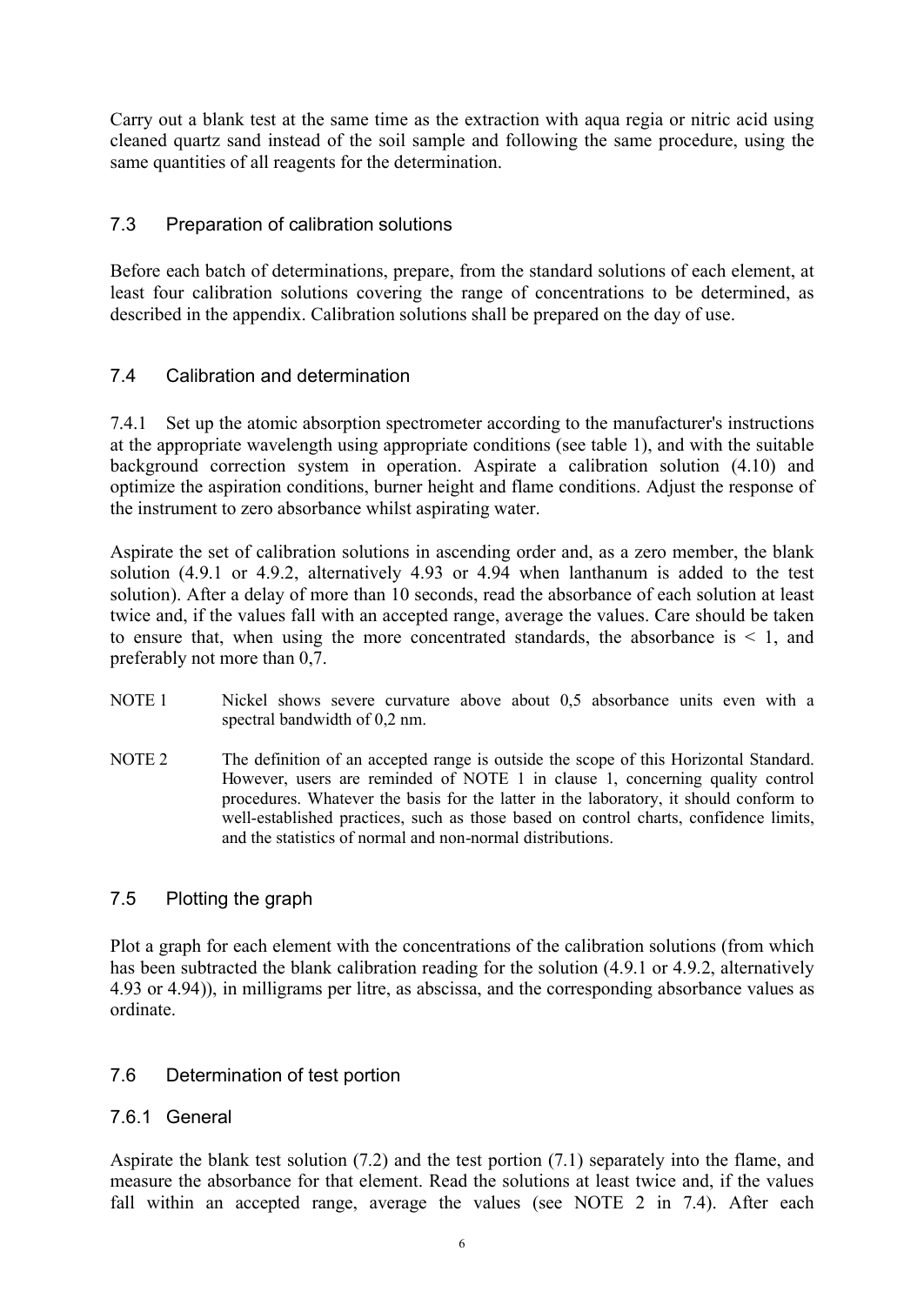Carry out a blank test at the same time as the extraction with aqua regia or nitric acid using cleaned quartz sand instead of the soil sample and following the same procedure, using the same quantities of all reagents for the determination.

## 7.3 Preparation of calibration solutions

Before each batch of determinations, prepare, from the standard solutions of each element, at least four calibration solutions covering the range of concentrations to be determined, as described in the appendix. Calibration solutions shall be prepared on the day of use.

## 7.4 Calibration and determination

7.4.1 Set up the atomic absorption spectrometer according to the manufacturer's instructions at the appropriate wavelength using appropriate conditions (see table 1), and with the suitable background correction system in operation. Aspirate a calibration solution (4.10) and optimize the aspiration conditions, burner height and flame conditions. Adjust the response of the instrument to zero absorbance whilst aspirating water.

Aspirate the set of calibration solutions in ascending order and, as a zero member, the blank solution (4.9.1 or 4.9.2, alternatively 4.93 or 4.94 when lanthanum is added to the test solution). After a delay of more than 10 seconds, read the absorbance of each solution at least twice and, if the values fall with an accepted range, average the values. Care should be taken to ensure that, when using the more concentrated standards, the absorbance is < 1, and preferably not more than 0,7.

NOTE 1 Nickel shows severe curvature above about 0,5 absorbance units even with a spectral bandwidth of 0,2 nm.

NOTE 2 The definition of an accepted range is outside the scope of this Horizontal Standard. However, users are reminded of NOTE 1 in clause 1, concerning quality control procedures. Whatever the basis for the latter in the laboratory, it should conform to well-established practices, such as those based on control charts, confidence limits, and the statistics of normal and non-normal distributions.

## 7.5 Plotting the graph

Plot a graph for each element with the concentrations of the calibration solutions (from which has been subtracted the blank calibration reading for the solution (4.9.1 or 4.9.2, alternatively 4.93 or 4.94)), in milligrams per litre, as abscissa, and the corresponding absorbance values as ordinate.

## 7.6 Determination of test portion

### 7.6.1 General

Aspirate the blank test solution (7.2) and the test portion (7.1) separately into the flame, and measure the absorbance for that element. Read the solutions at least twice and, if the values fall within an accepted range, average the values (see NOTE 2 in 7.4). After each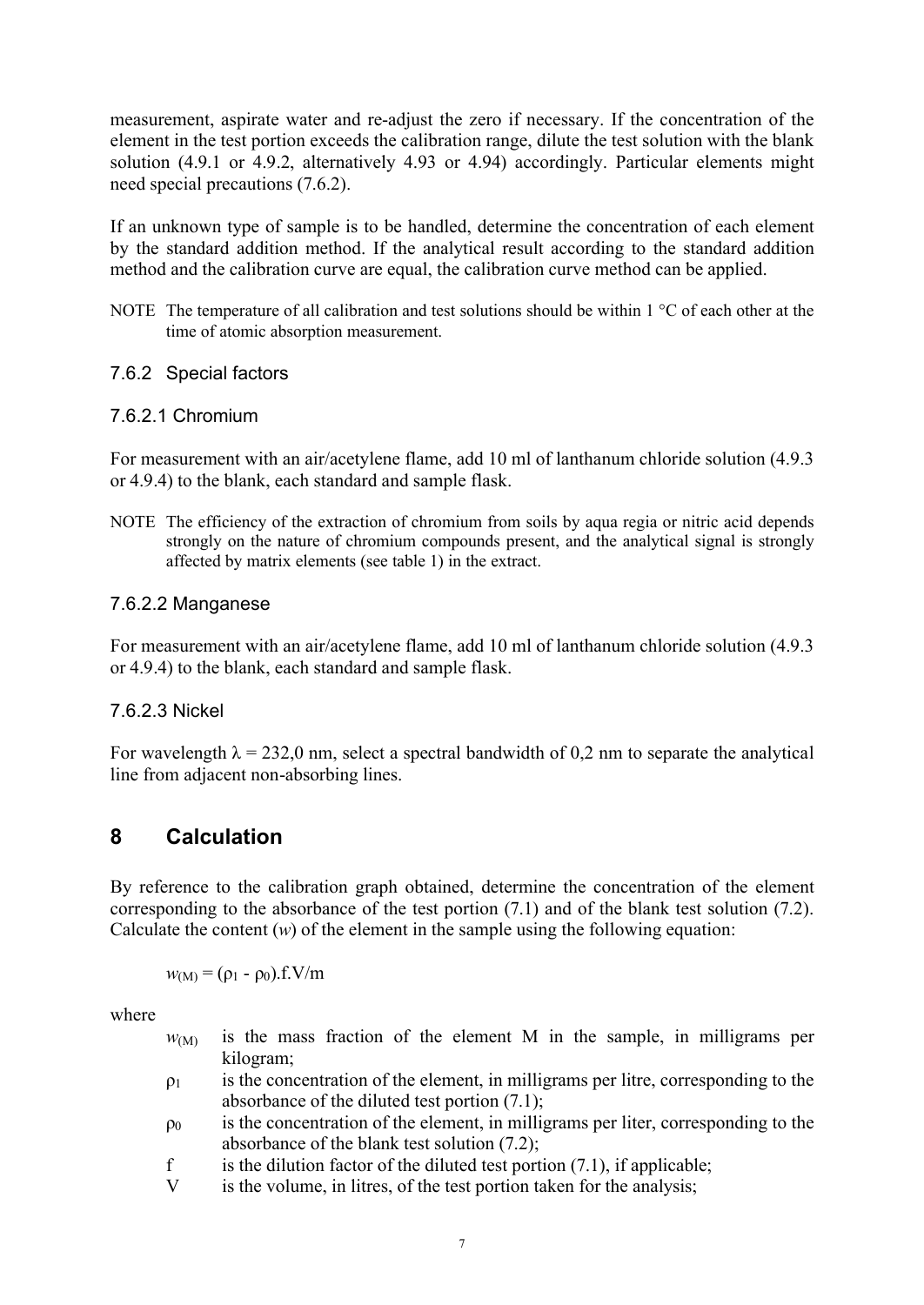measurement, aspirate water and re-adjust the zero if necessary. If the concentration of the element in the test portion exceeds the calibration range, dilute the test solution with the blank solution (4.9.1 or 4.9.2, alternatively 4.93 or 4.94) accordingly. Particular elements might need special precautions (7.6.2).

If an unknown type of sample is to be handled, determine the concentration of each element by the standard addition method. If the analytical result according to the standard addition method and the calibration curve are equal, the calibration curve method can be applied.

NOTE The temperature of all calibration and test solutions should be within 1 °C of each other at the time of atomic absorption measurement.

### 7.6.2 Special factors

#### 7.6.2.1 Chromium

For measurement with an air/acetylene flame, add 10 ml of lanthanum chloride solution (4.9.3 or 4.9.4) to the blank, each standard and sample flask.

NOTE The efficiency of the extraction of chromium from soils by aqua regia or nitric acid depends strongly on the nature of chromium compounds present, and the analytical signal is strongly affected by matrix elements (see table 1) in the extract.

#### 7.6.2.2 Manganese

For measurement with an air/acetylene flame, add 10 ml of lanthanum chloride solution (4.9.3 or 4.9.4) to the blank, each standard and sample flask.

#### 7.6.2.3 Nickel

For wavelength $\lambda$ = 232,0 nm, select a spectral bandwidth of 0,2 nm to separate the analytical line from adjacent non-absorbing lines.

## 8 Calculation

By reference to the calibration graph obtained, determine the concentration of the element corresponding to the absorbance of the test portion (7.1) and of the blank test solution (7.2). Calculate the content ($w$) of the element in the sample using the following equation:

$$w_{(M)} = (\rho_1 - \rho_0).f.V/m$$

where

- $w_{(M)}$ is the mass fraction of the element M in the sample, in milligrams per kilogram;
- $\rho_1$ is the concentration of the element, in milligrams per litre, corresponding to the absorbance of the diluted test portion (7.1);
- $\rho_0$ is the concentration of the element, in milligrams per liter, corresponding to the absorbance of the blank test solution (7.2);
- f is the dilution factor of the diluted test portion (7.1), if applicable;
- V is the volume, in litres, of the test portion taken for the analysis;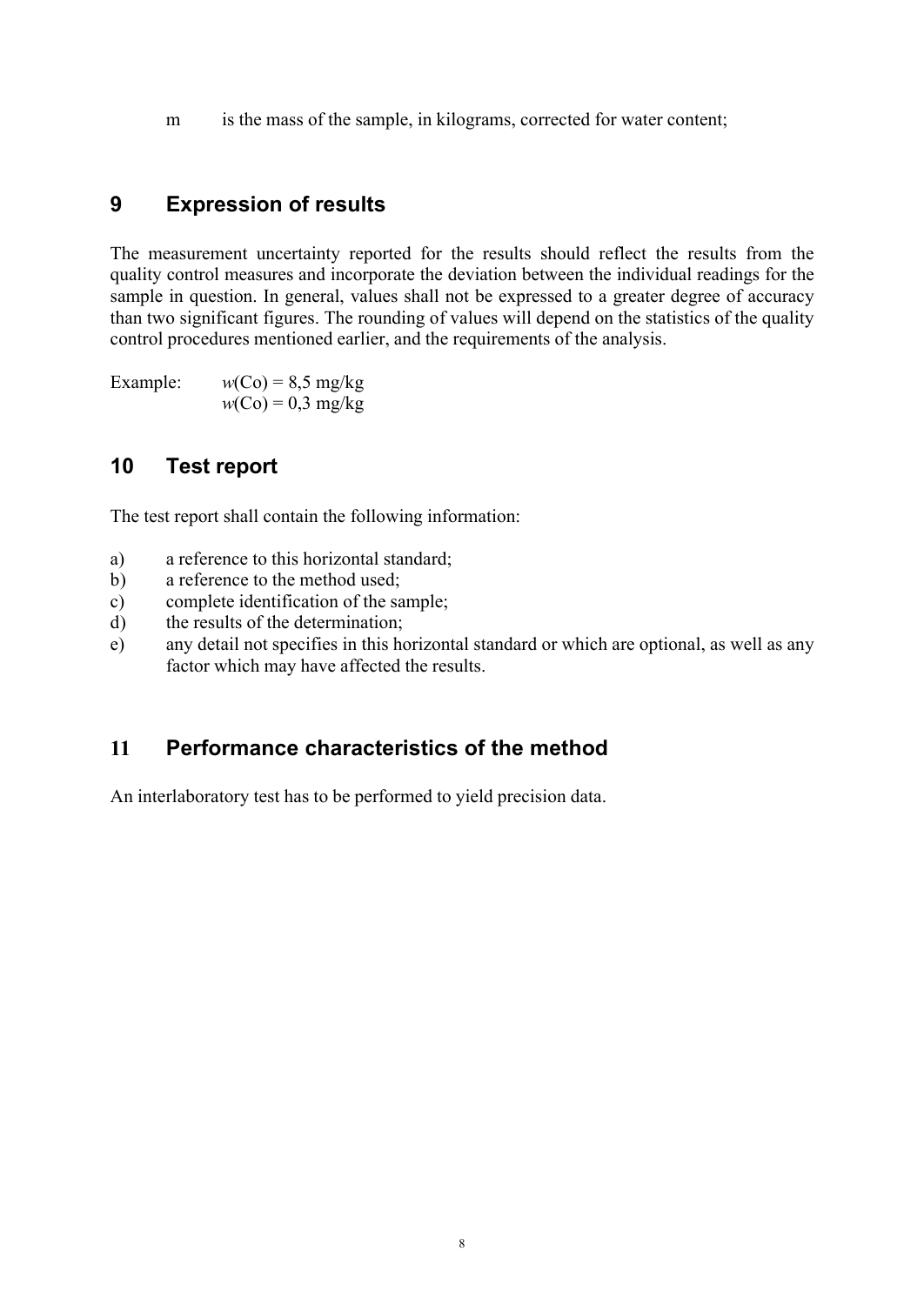m    is the mass of the sample, in kilograms, corrected for water content;

## 9 Expression of results

The measurement uncertainty reported for the results should reflect the results from the quality control measures and incorporate the deviation between the individual readings for the sample in question. In general, values shall not be expressed to a greater degree of accuracy than two significant figures. The rounding of values will depend on the statistics of the quality control procedures mentioned earlier, and the requirements of the analysis.

Example: *w*(Co) = 8,5 mg/kg
*w*(Co) = 0,3 mg/kg

## 10 Test report

The test report shall contain the following information:

a) a reference to this horizontal standard;
b) a reference to the method used;
c) complete identification of the sample;
d) the results of the determination;
e) any detail not specifies in this horizontal standard or which are optional, as well as any factor which may have affected the results.

## 11 Performance characteristics of the method

An interlaboratory test has to be performed to yield precision data.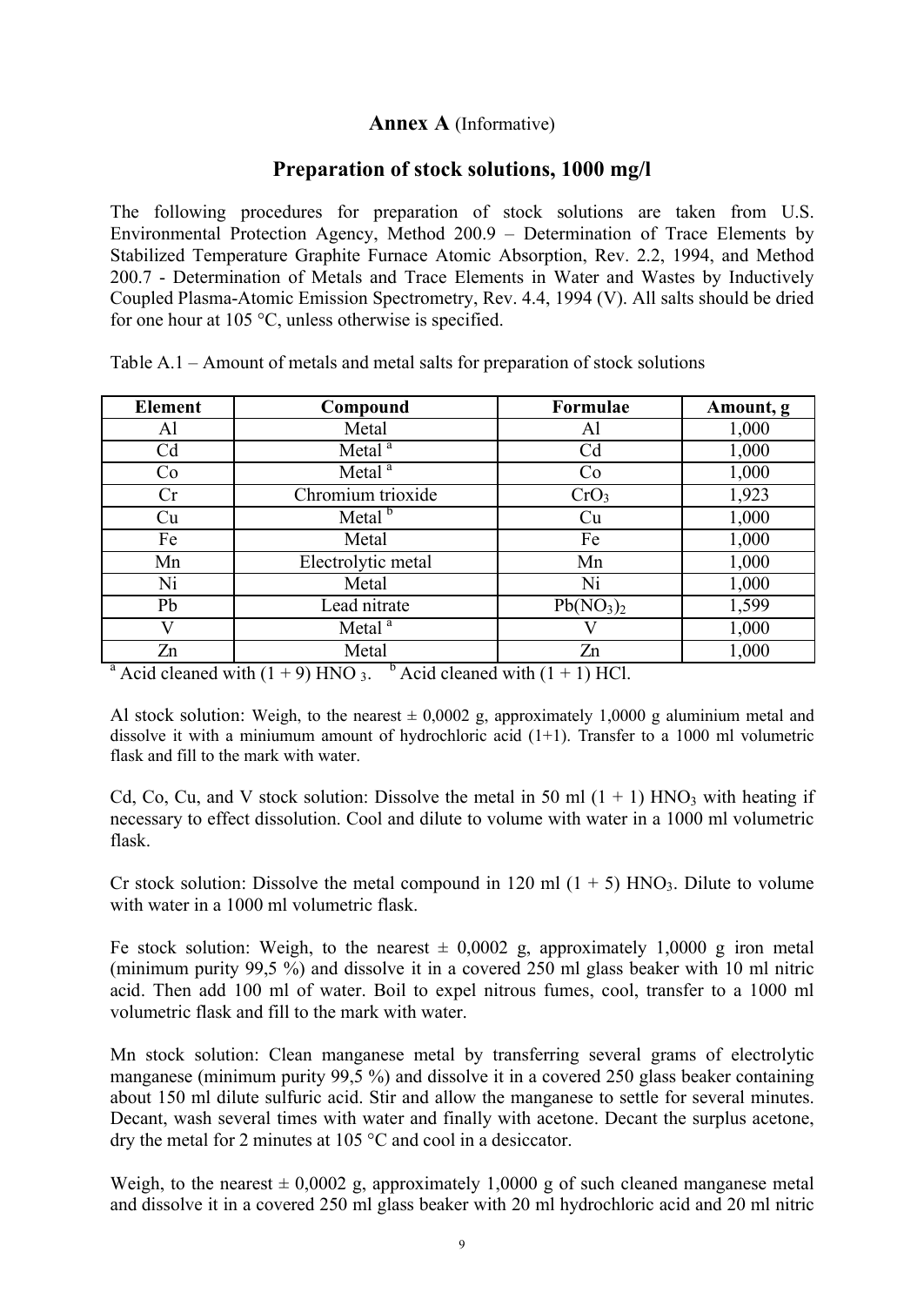## **Annex A** (Informative)

## Preparation of stock solutions, 1000 mg/l

The following procedures for preparation of stock solutions are taken from U.S. Environmental Protection Agency, Method 200.9 – Determination of Trace Elements by Stabilized Temperature Graphite Furnace Atomic Absorption, Rev. 2.2, 1994, and Method 200.7 - Determination of Metals and Trace Elements in Water and Wastes by Inductively Coupled Plasma-Atomic Emission Spectrometry, Rev. 4.4, 1994 (V). All salts should be dried for one hour at 105 °C, unless otherwise is specified.

Table A.1 – Amount of metals and metal salts for preparation of stock solutions

| Element | Compound | Formulae | Amount, g |
|---|---|---|---|
| Al | Metal | Al | 1,000 |
| Cd | Metal [a] | Cd | 1,000 |
| Co | Metal [a] | Co | 1,000 |
| Cr | Chromium trioxide | $CrO_3$ | 1,923 |
| Cu | Metal [b] | Cu | 1,000 |
| Fe | Metal | Fe | 1,000 |
| Mn | Electrolytic metal | Mn | 1,000 |
| Ni | Metal | Ni | 1,000 |
| Pb | Lead nitrate | $Pb(NO_3)_2$ | 1,599 |
| V | Metal [a] | V | 1,000 |
| Zn | Metal | Zn | 1,000 |

[a] Acid cleaned with (1 + 9) $HNO_3$. [b] Acid cleaned with (1 + 1) HCl.

Al stock solution: Weigh, to the nearest ± 0,0002 g, approximately 1,0000 g aluminium metal and dissolve it with a miniumum amount of hydrochloric acid (1+1). Transfer to a 1000 ml volumetric flask and fill to the mark with water.

Cd, Co, Cu, and V stock solution: Dissolve the metal in 50 ml (1 + 1) $HNO_3$ with heating if necessary to effect dissolution. Cool and dilute to volume with water in a 1000 ml volumetric flask.

Cr stock solution: Dissolve the metal compound in 120 ml (1 + 5) $HNO_3$. Dilute to volume with water in a 1000 ml volumetric flask.

Fe stock solution: Weigh, to the nearest ± 0,0002 g, approximately 1,0000 g iron metal (minimum purity 99,5 %) and dissolve it in a covered 250 ml glass beaker with 10 ml nitric acid. Then add 100 ml of water. Boil to expel nitrous fumes, cool, transfer to a 1000 ml volumetric flask and fill to the mark with water.

Mn stock solution: Clean manganese metal by transferring several grams of electrolytic manganese (minimum purity 99,5 %) and dissolve it in a covered 250 glass beaker containing about 150 ml dilute sulfuric acid. Stir and allow the manganese to settle for several minutes. Decant, wash several times with water and finally with acetone. Decant the surplus acetone, dry the metal for 2 minutes at 105 °C and cool in a desiccator.

Weigh, to the nearest ± 0,0002 g, approximately 1,0000 g of such cleaned manganese metal and dissolve it in a covered 250 ml glass beaker with 20 ml hydrochloric acid and 20 ml nitric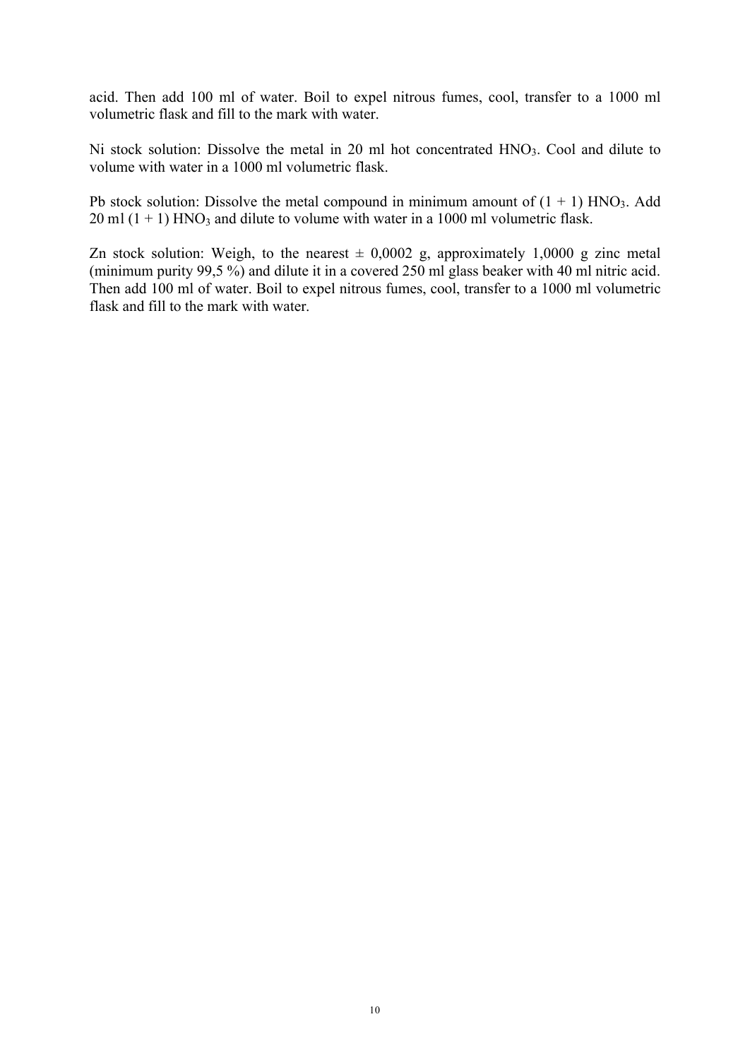acid. Then add 100 ml of water. Boil to expel nitrous fumes, cool, transfer to a 1000 ml volumetric flask and fill to the mark with water.

Ni stock solution: Dissolve the metal in 20 ml hot concentrated $HNO_3$. Cool and dilute to volume with water in a 1000 ml volumetric flask.

Pb stock solution: Dissolve the metal compound in minimum amount of (1 + 1) $HNO_3$. Add 20 ml (1 + 1) $HNO_3$ and dilute to volume with water in a 1000 ml volumetric flask.

Zn stock solution: Weigh, to the nearest ± 0,0002 g, approximately 1,0000 g zinc metal (minimum purity 99,5 %) and dilute it in a covered 250 ml glass beaker with 40 ml nitric acid. Then add 100 ml of water. Boil to expel nitrous fumes, cool, transfer to a 1000 ml volumetric flask and fill to the mark with water.